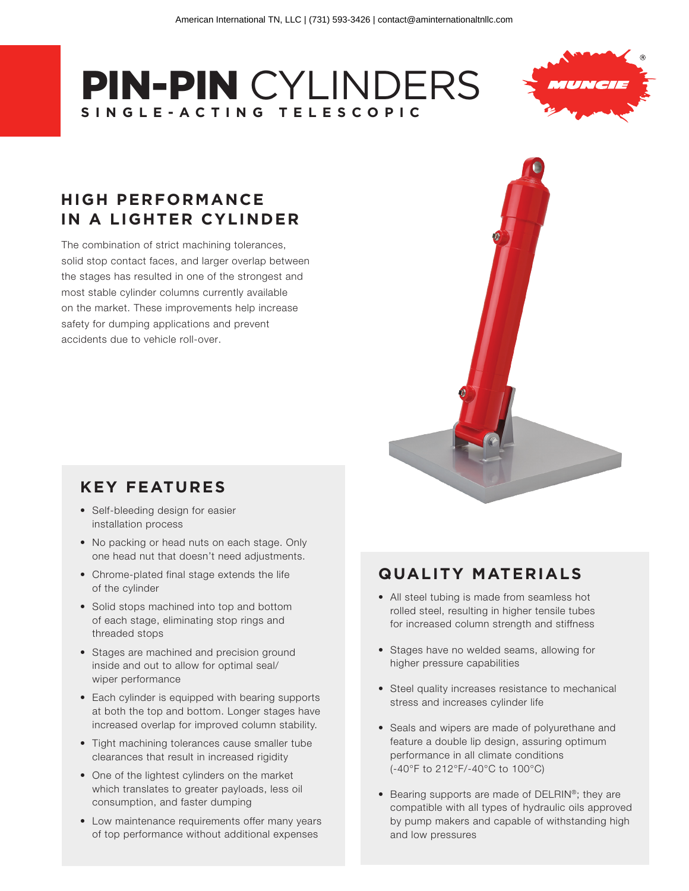American International TN, LLC | (731) 593-3426 | contact@aminternationaltnllc.com

# PIN-PIN CYLINDERS

**SINGLE-ACTING TELESCOPIC**

## HIGH PERFORMANCE IN A LIGHTER CYLINDER

The combination of strict machining tolerances, solid stop contact faces, and larger overlap between the stages has resulted in one of the strongest and most stable cylinder columns currently available on the market. These improvements help increase safety for dumping applications and prevent accidents due to vehicle roll-over.

## KEY FEATURES

- Self-bleeding design for easier installation process
- No packing or head nuts on each stage. Only one head nut that doesn't need adjustments.
- Chrome-plated final stage extends the life of the cylinder
- Solid stops machined into top and bottom of each stage, eliminating stop rings and threaded stops
- Stages are machined and precision ground inside and out to allow for optimal seal/wiper performance
- Each cylinder is equipped with bearing supports at both the top and bottom. Longer stages have increased overlap for improved column stability.
- Tight machining tolerances cause smaller tube clearances that result in increased rigidity
- One of the lightest cylinders on the market which translates to greater payloads, less oil consumption, and faster dumping
- Low maintenance requirements offer many years of top performance without additional expenses

## QUALITY MATERIALS

- All steel tubing is made from seamless hot rolled steel, resulting in higher tensile tubes for increased column strength and stiffness
- Stages have no welded seams, allowing for higher pressure capabilities
- Steel quality increases resistance to mechanical stress and increases cylinder life
- Seals and wipers are made of polyurethane and feature a double lip design, assuring optimum performance in all climate conditions (-40°F to 212°F/-40°C to 100°C)
- Bearing supports are made of DELRIN®; they are compatible with all types of hydraulic oils approved by pump makers and capable of withstanding high and low pressures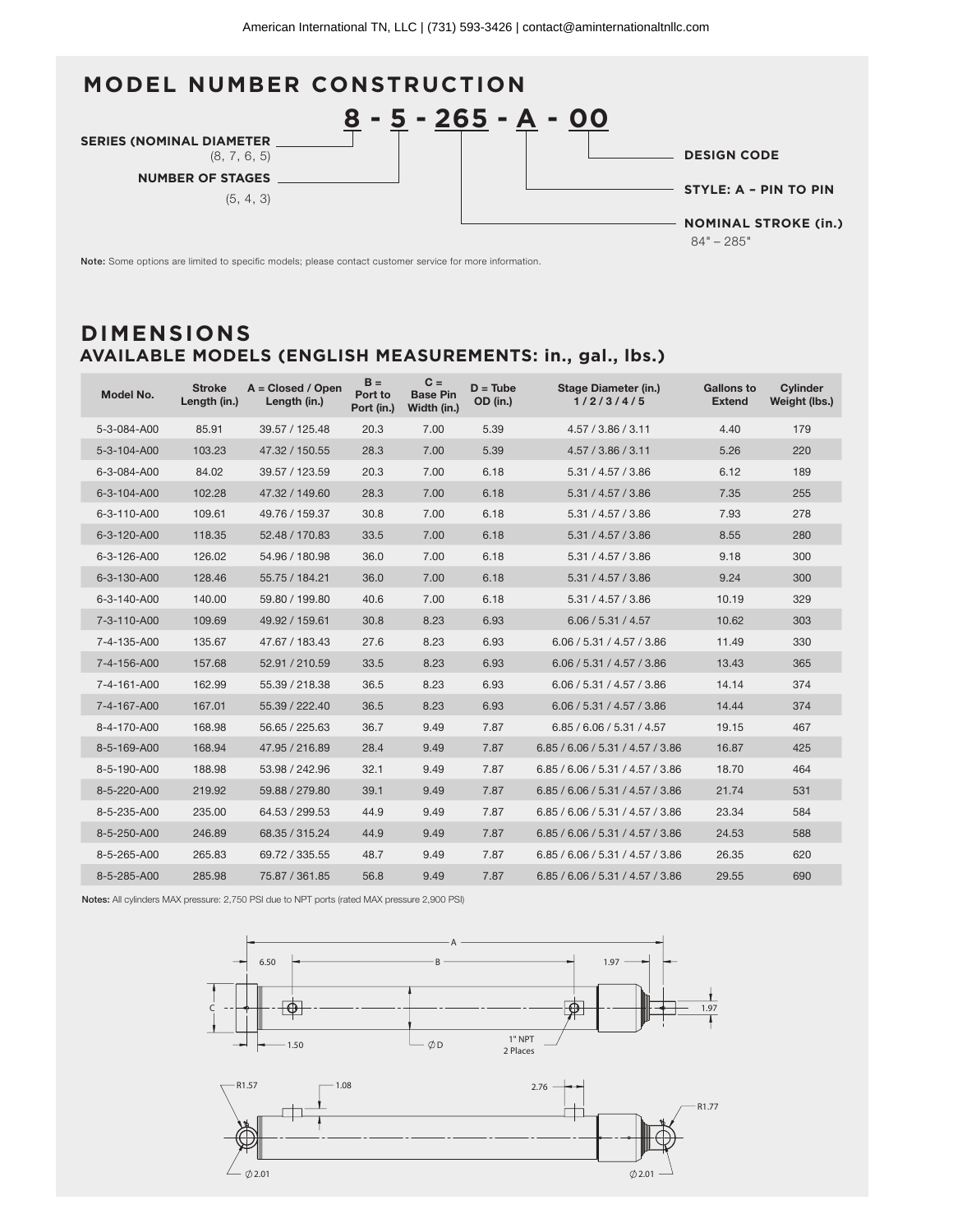## MODEL NUMBER CONSTRUCTION

**8 - 5 - 265 - A - 00**

- **SERIES (NOMINAL DIAMETER** (8, 7, 6, 5)
- **NUMBER OF STAGES** (5, 4, 3)
- **NOMINAL STROKE (in.)** 84" – 285"
- **STYLE: A – PIN TO PIN**
- **DESIGN CODE**

**Note:** Some options are limited to specific models; please contact customer service for more information.

## DIMENSIONS

### AVAILABLE MODELS (ENGLISH MEASUREMENTS: in., gal., lbs.)

| Model No. | Stroke Length (in.) | A = Closed / Open Length (in.) | B = Port to Port (in.) | C = Base Pin Width (in.) | D = Tube OD (in.) | Stage Diameter (in.) 1 / 2 / 3 / 4 / 5 | Gallons to Extend | Cylinder Weight (lbs.) |
|---|---|---|---|---|---|---|---|---|
| 5-3-084-A00 | 85.91 | 39.57 / 125.48 | 20.3 | 7.00 | 5.39 | 4.57 / 3.86 / 3.11 | 4.40 | 179 |
| 5-3-104-A00 | 103.23 | 47.32 / 150.55 | 28.3 | 7.00 | 5.39 | 4.57 / 3.86 / 3.11 | 5.26 | 220 |
| 6-3-084-A00 | 84.02 | 39.57 / 123.59 | 20.3 | 7.00 | 6.18 | 5.31 / 4.57 / 3.86 | 6.12 | 189 |
| 6-3-104-A00 | 102.28 | 47.32 / 149.60 | 28.3 | 7.00 | 6.18 | 5.31 / 4.57 / 3.86 | 7.35 | 255 |
| 6-3-110-A00 | 109.61 | 49.76 / 159.37 | 30.8 | 7.00 | 6.18 | 5.31 / 4.57 / 3.86 | 7.93 | 278 |
| 6-3-120-A00 | 118.35 | 52.48 / 170.83 | 33.5 | 7.00 | 6.18 | 5.31 / 4.57 / 3.86 | 8.55 | 280 |
| 6-3-126-A00 | 126.02 | 54.96 / 180.98 | 36.0 | 7.00 | 6.18 | 5.31 / 4.57 / 3.86 | 9.18 | 300 |
| 6-3-130-A00 | 128.46 | 55.75 / 184.21 | 36.0 | 7.00 | 6.18 | 5.31 / 4.57 / 3.86 | 9.24 | 300 |
| 6-3-140-A00 | 140.00 | 59.80 / 199.80 | 40.6 | 7.00 | 6.18 | 5.31 / 4.57 / 3.86 | 10.19 | 329 |
| 7-3-110-A00 | 109.69 | 49.92 / 159.61 | 30.8 | 8.23 | 6.93 | 6.06 / 5.31 / 4.57 | 10.62 | 303 |
| 7-4-135-A00 | 135.67 | 47.67 / 183.43 | 27.6 | 8.23 | 6.93 | 6.06 / 5.31 / 4.57 / 3.86 | 11.49 | 330 |
| 7-4-156-A00 | 157.68 | 52.91 / 210.59 | 33.5 | 8.23 | 6.93 | 6.06 / 5.31 / 4.57 / 3.86 | 13.43 | 365 |
| 7-4-161-A00 | 162.99 | 55.39 / 218.38 | 36.5 | 8.23 | 6.93 | 6.06 / 5.31 / 4.57 / 3.86 | 14.14 | 374 |
| 7-4-167-A00 | 167.01 | 55.39 / 222.40 | 36.5 | 8.23 | 6.93 | 6.06 / 5.31 / 4.57 / 3.86 | 14.44 | 374 |
| 8-4-170-A00 | 168.98 | 56.65 / 225.63 | 36.7 | 9.49 | 7.87 | 6.85 / 6.06 / 5.31 / 4.57 | 19.15 | 467 |
| 8-5-169-A00 | 168.94 | 47.95 / 216.89 | 28.4 | 9.49 | 7.87 | 6.85 / 6.06 / 5.31 / 4.57 / 3.86 | 16.87 | 425 |
| 8-5-190-A00 | 188.98 | 53.98 / 242.96 | 32.1 | 9.49 | 7.87 | 6.85 / 6.06 / 5.31 / 4.57 / 3.86 | 18.70 | 464 |
| 8-5-220-A00 | 219.92 | 59.88 / 279.80 | 39.1 | 9.49 | 7.87 | 6.85 / 6.06 / 5.31 / 4.57 / 3.86 | 21.74 | 531 |
| 8-5-235-A00 | 235.00 | 64.53 / 299.53 | 44.9 | 9.49 | 7.87 | 6.85 / 6.06 / 5.31 / 4.57 / 3.86 | 23.34 | 584 |
| 8-5-250-A00 | 246.89 | 68.35 / 315.24 | 44.9 | 9.49 | 7.87 | 6.85 / 6.06 / 5.31 / 4.57 / 3.86 | 24.53 | 588 |
| 8-5-265-A00 | 265.83 | 69.72 / 335.55 | 48.7 | 9.49 | 7.87 | 6.85 / 6.06 / 5.31 / 4.57 / 3.86 | 26.35 | 620 |
| 8-5-285-A00 | 285.98 | 75.87 / 361.85 | 56.8 | 9.49 | 7.87 | 6.85 / 6.06 / 5.31 / 4.57 / 3.86 | 29.55 | 690 |

**Notes:** All cylinders MAX pressure: 2,750 PSI due to NPT ports (rated MAX pressure 2,900 PSI)

A, B, C, 6.50, 1.97, 1.97, 1.50, ∅D, 1" NPT 2 Places, R1.57, 1.08, 2.76, R1.77, ∅2.01, ∅2.01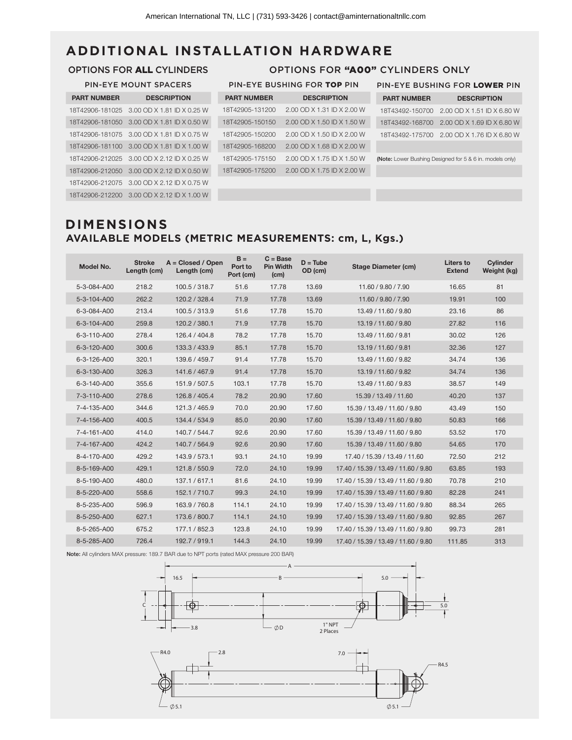# ADDITIONAL INSTALLATION HARDWARE

## OPTIONS FOR **ALL** CYLINDERS

### PIN-EYE MOUNT SPACERS

| PART NUMBER | DESCRIPTION |
|---|---|
| 18T42906-181025 | 3.00 OD X 1.81 ID X 0.25 W |
| 18T42906-181050 | 3.00 OD X 1.81 ID X 0.50 W |
| 18T42906-181075 | 3.00 OD X 1.81 ID X 0.75 W |
| 18T42906-181100 | 3.00 OD X 1.81 ID X 1.00 W |
| 18T42906-212025 | 3.00 OD X 2.12 ID X 0.25 W |
| 18T42906-212050 | 3.00 OD X 2.12 ID X 0.50 W |
| 18T42906-212075 | 3.00 OD X 2.12 ID X 0.75 W |
| 18T42906-212200 | 3.00 OD X 2.12 ID X 1.00 W |

## OPTIONS FOR **“A00”** CYLINDERS ONLY

### PIN-EYE BUSHING FOR **TOP** PIN

| PART NUMBER | DESCRIPTION |
|---|---|
| 18T42905-131200 | 2.00 OD X 1.31 ID X 2.00 W |
| 18T42905-150150 | 2.00 OD X 1.50 ID X 1.50 W |
| 18T42905-150200 | 2.00 OD X 1.50 ID X 2.00 W |
| 18T42905-168200 | 2.00 OD X 1.68 ID X 2.00 W |
| 18T42905-175150 | 2.00 OD X 1.75 ID X 1.50 W |
| 18T42905-175200 | 2.00 OD X 1.75 ID X 2.00 W |

### PIN-EYE BUSHING FOR **LOWER** PIN

| PART NUMBER | DESCRIPTION |
|---|---|
| 18T43492-150700 | 2.00 OD X 1.51 ID X 6.80 W |
| 18T43492-168700 | 2.00 OD X 1.69 ID X 6.80 W |
| 18T43492-175700 | 2.00 OD X 1.76 ID X 6.80 W |

(**Note:** Lower Bushing Designed for 5 & 6 in. models only)

# DIMENSIONS

## AVAILABLE MODELS (METRIC MEASUREMENTS: cm, L, Kgs.)

| Model No. | Stroke Length (cm) | A = Closed / Open Length (cm) | B = Port to Port (cm) | C = Base Pin Width (cm) | D = Tube OD (cm) | Stage Diameter (cm) | Liters to Extend | Cylinder Weight (kg) |
|---|---|---|---|---|---|---|---|---|
| 5-3-084-A00 | 218.2 | 100.5 / 318.7 | 51.6 | 17.78 | 13.69 | 11.60 / 9.80 / 7.90 | 16.65 | 81 |
| 5-3-104-A00 | 262.2 | 120.2 / 328.4 | 71.9 | 17.78 | 13.69 | 11.60 / 9.80 / 7.90 | 19.91 | 100 |
| 6-3-084-A00 | 213.4 | 100.5 / 313.9 | 51.6 | 17.78 | 15.70 | 13.49 / 11.60 / 9.80 | 23.16 | 86 |
| 6-3-104-A00 | 259.8 | 120.2 / 380.1 | 71.9 | 17.78 | 15.70 | 13.19 / 11.60 / 9.80 | 27.82 | 116 |
| 6-3-110-A00 | 278.4 | 126.4 / 404.8 | 78.2 | 17.78 | 15.70 | 13.49 / 11.60 / 9.81 | 30.02 | 126 |
| 6-3-120-A00 | 300.6 | 133.3 / 433.9 | 85.1 | 17.78 | 15.70 | 13.19 / 11.60 / 9.81 | 32.36 | 127 |
| 6-3-126-A00 | 320.1 | 139.6 / 459.7 | 91.4 | 17.78 | 15.70 | 13.49 / 11.60 / 9.82 | 34.74 | 136 |
| 6-3-130-A00 | 326.3 | 141.6 / 467.9 | 91.4 | 17.78 | 15.70 | 13.19 / 11.60 / 9.82 | 34.74 | 136 |
| 6-3-140-A00 | 355.6 | 151.9 / 507.5 | 103.1 | 17.78 | 15.70 | 13.49 / 11.60 / 9.83 | 38.57 | 149 |
| 7-3-110-A00 | 278.6 | 126.8 / 405.4 | 78.2 | 20.90 | 17.60 | 15.39 / 13.49 / 11.60 | 40.20 | 137 |
| 7-4-135-A00 | 344.6 | 121.3 / 465.9 | 70.0 | 20.90 | 17.60 | 15.39 / 13.49 / 11.60 / 9.80 | 43.49 | 150 |
| 7-4-156-A00 | 400.5 | 134.4 / 534.9 | 85.0 | 20.90 | 17.60 | 15.39 / 13.49 / 11.60 / 9.80 | 50.83 | 166 |
| 7-4-161-A00 | 414.0 | 140.7 / 544.7 | 92.6 | 20.90 | 17.60 | 15.39 / 13.49 / 11.60 / 9.80 | 53.52 | 170 |
| 7-4-167-A00 | 424.2 | 140.7 / 564.9 | 92.6 | 20.90 | 17.60 | 15.39 / 13.49 / 11.60 / 9.80 | 54.65 | 170 |
| 8-4-170-A00 | 429.2 | 143.9 / 573.1 | 93.1 | 24.10 | 19.99 | 17.40 / 15.39 / 13.49 / 11.60 | 72.50 | 212 |
| 8-5-169-A00 | 429.1 | 121.8 / 550.9 | 72.0 | 24.10 | 19.99 | 17.40 / 15.39 / 13.49 / 11.60 / 9.80 | 63.85 | 193 |
| 8-5-190-A00 | 480.0 | 137.1 / 617.1 | 81.6 | 24.10 | 19.99 | 17.40 / 15.39 / 13.49 / 11.60 / 9.80 | 70.78 | 210 |
| 8-5-220-A00 | 558.6 | 152.1 / 710.7 | 99.3 | 24.10 | 19.99 | 17.40 / 15.39 / 13.49 / 11.60 / 9.80 | 82.28 | 241 |
| 8-5-235-A00 | 596.9 | 163.9 / 760.8 | 114.1 | 24.10 | 19.99 | 17.40 / 15.39 / 13.49 / 11.60 / 9.80 | 88.34 | 265 |
| 8-5-250-A00 | 627.1 | 173.6 / 800.7 | 114.1 | 24.10 | 19.99 | 17.40 / 15.39 / 13.49 / 11.60 / 9.80 | 92.85 | 267 |
| 8-5-265-A00 | 675.2 | 177.1 / 852.3 | 123.8 | 24.10 | 19.99 | 17.40 / 15.39 / 13.49 / 11.60 / 9.80 | 99.73 | 281 |
| 8-5-285-A00 | 726.4 | 192.7 / 919.1 | 144.3 | 24.10 | 19.99 | 17.40 / 15.39 / 13.49 / 11.60 / 9.80 | 111.85 | 313 |

**Note:** All cylinders MAX pressure: 189.7 BAR due to NPT ports (rated MAX pressure 200 BAR)

A
16.5
B
5.0
C
5.0
3.8
∅D
1" NPT
2 Places
R4.0
2.8
7.0
R4.5
∅5.1
∅5.1